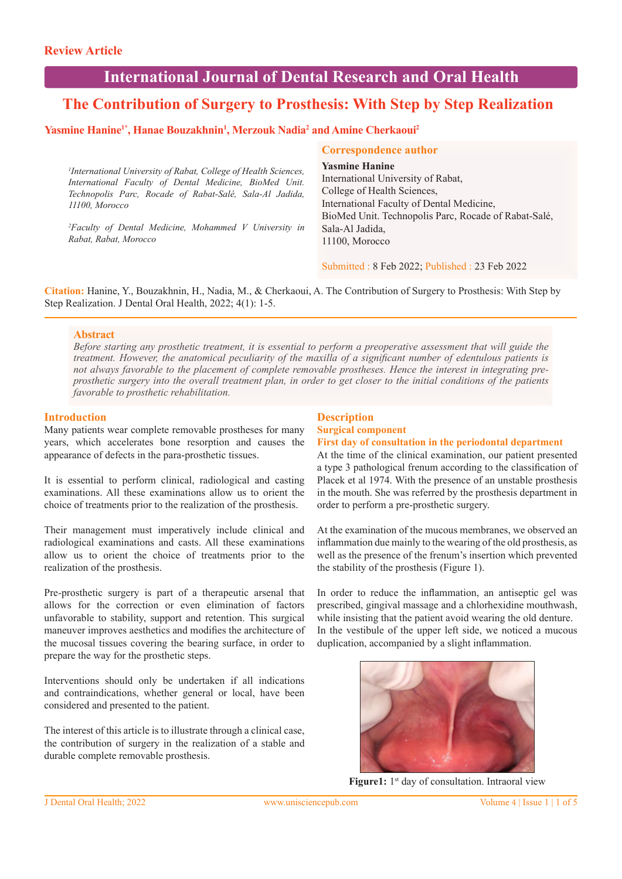Review Article

# The Contribution of Surgery to Prosthesis: With Step by Step Realization

**Yasmine Hanine[1*], Hanae Bouzakhnin[1], Merzouk Nadia[2] and Amine Cherkaoui[2]**

*[1]International University of Rabat, College of Health Sciences, International Faculty of Dental Medicine, BioMed Unit. Technopolis Parc, Rocade of Rabat-Salé, Sala-Al Jadida, 11100, Morocco*

*[2]Faculty of Dental Medicine, Mohammed V University in Rabat, Rabat, Morocco*

**Correspondence author**

**Yasmine Hanine**
International University of Rabat,
College of Health Sciences,
International Faculty of Dental Medicine,
BioMed Unit. Technopolis Parc, Rocade of Rabat-Salé,
Sala-Al Jadida,
11100, Morocco

Submitted : 8 Feb 2022; Published : 23 Feb 2022

**Citation:** Hanine, Y., Bouzakhnin, H., Nadia, M., & Cherkaoui, A. The Contribution of Surgery to Prosthesis: With Step by Step Realization. J Dental Oral Health, 2022; 4(1): 1-5.

## Abstract

*Before starting any prosthetic treatment, it is essential to perform a preoperative assessment that will guide the treatment. However, the anatomical peculiarity of the maxilla of a significant number of edentulous patients is not always favorable to the placement of complete removable prostheses. Hence the interest in integrating pre-prosthetic surgery into the overall treatment plan, in order to get closer to the initial conditions of the patients favorable to prosthetic rehabilitation.*

## Introduction

Many patients wear complete removable prostheses for many years, which accelerates bone resorption and causes the appearance of defects in the para-prosthetic tissues.

It is essential to perform clinical, radiological and casting examinations. All these examinations allow us to orient the choice of treatments prior to the realization of the prosthesis.

Their management must imperatively include clinical and radiological examinations and casts. All these examinations allow us to orient the choice of treatments prior to the realization of the prosthesis.

Pre-prosthetic surgery is part of a therapeutic arsenal that allows for the correction or even elimination of factors unfavorable to stability, support and retention. This surgical maneuver improves aesthetics and modifies the architecture of the mucosal tissues covering the bearing surface, in order to prepare the way for the prosthetic steps.

Interventions should only be undertaken if all indications and contraindications, whether general or local, have been considered and presented to the patient.

The interest of this article is to illustrate through a clinical case, the contribution of surgery in the realization of a stable and durable complete removable prosthesis.

## Description

### Surgical component

### First day of consultation in the periodontal department

At the time of the clinical examination, our patient presented a type 3 pathological frenum according to the classification of Placek et al 1974. With the presence of an unstable prosthesis in the mouth. She was referred by the prosthesis department in order to perform a pre-prosthetic surgery.

At the examination of the mucous membranes, we observed an inflammation due mainly to the wearing of the old prosthesis, as well as the presence of the frenum's insertion which prevented the stability of the prosthesis (Figure 1).

In order to reduce the inflammation, an antiseptic gel was prescribed, gingival massage and a chlorhexidine mouthwash, while insisting that the patient avoid wearing the old denture. In the vestibule of the upper left side, we noticed a mucous duplication, accompanied by a slight inflammation.

**Figure1:** 1st day of consultation. Intraoral view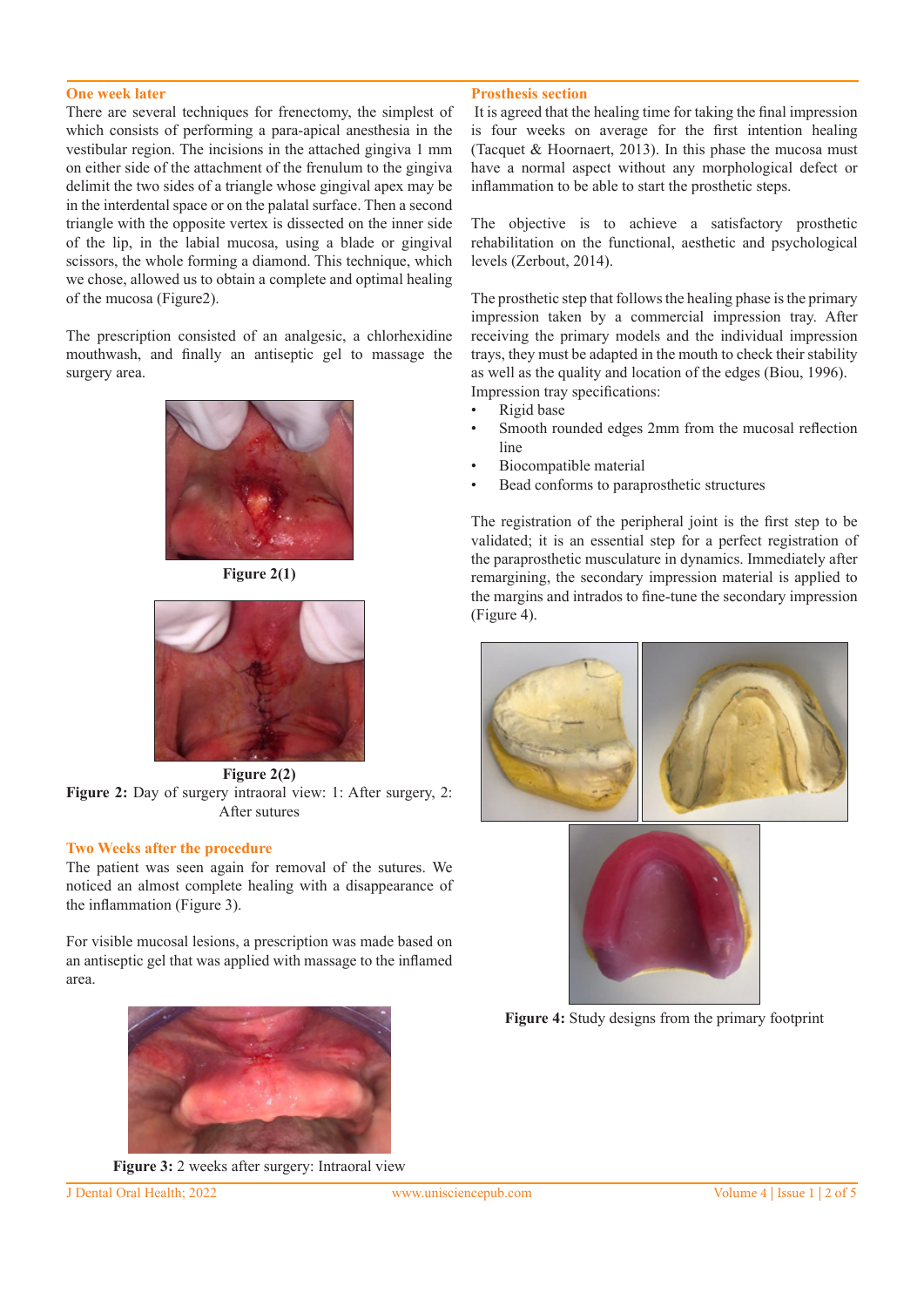## One week later

There are several techniques for frenectomy, the simplest of which consists of performing a para-apical anesthesia in the vestibular region. The incisions in the attached gingiva 1 mm on either side of the attachment of the frenulum to the gingiva delimit the two sides of a triangle whose gingival apex may be in the interdental space or on the palatal surface. Then a second triangle with the opposite vertex is dissected on the inner side of the lip, in the labial mucosa, using a blade or gingival scissors, the whole forming a diamond. This technique, which we chose, allowed us to obtain a complete and optimal healing of the mucosa (Figure2).

The prescription consisted of an analgesic, a chlorhexidine mouthwash, and finally an antiseptic gel to massage the surgery area.

**Figure 2(1)**

**Figure 2(2)**

**Figure 2:** Day of surgery intraoral view: 1: After surgery, 2: After sutures

## Two Weeks after the procedure

The patient was seen again for removal of the sutures. We noticed an almost complete healing with a disappearance of the inflammation (Figure 3).

For visible mucosal lesions, a prescription was made based on an antiseptic gel that was applied with massage to the inflamed area.

**Figure 3:** 2 weeks after surgery: Intraoral view

## Prosthesis section

It is agreed that the healing time for taking the final impression is four weeks on average for the first intention healing (Tacquet & Hoornaert, 2013). In this phase the mucosa must have a normal aspect without any morphological defect or inflammation to be able to start the prosthetic steps.

The objective is to achieve a satisfactory prosthetic rehabilitation on the functional, aesthetic and psychological levels (Zerbout, 2014).

The prosthetic step that follows the healing phase is the primary impression taken by a commercial impression tray. After receiving the primary models and the individual impression trays, they must be adapted in the mouth to check their stability as well as the quality and location of the edges (Biou, 1996).

Impression tray specifications:

- Rigid base
- Smooth rounded edges 2mm from the mucosal reflection line
- Biocompatible material
- Bead conforms to paraprosthetic structures

The registration of the peripheral joint is the first step to be validated; it is an essential step for a perfect registration of the paraprosthetic musculature in dynamics. Immediately after remargining, the secondary impression material is applied to the margins and intrados to fine-tune the secondary impression (Figure 4).

**Figure 4:** Study designs from the primary footprint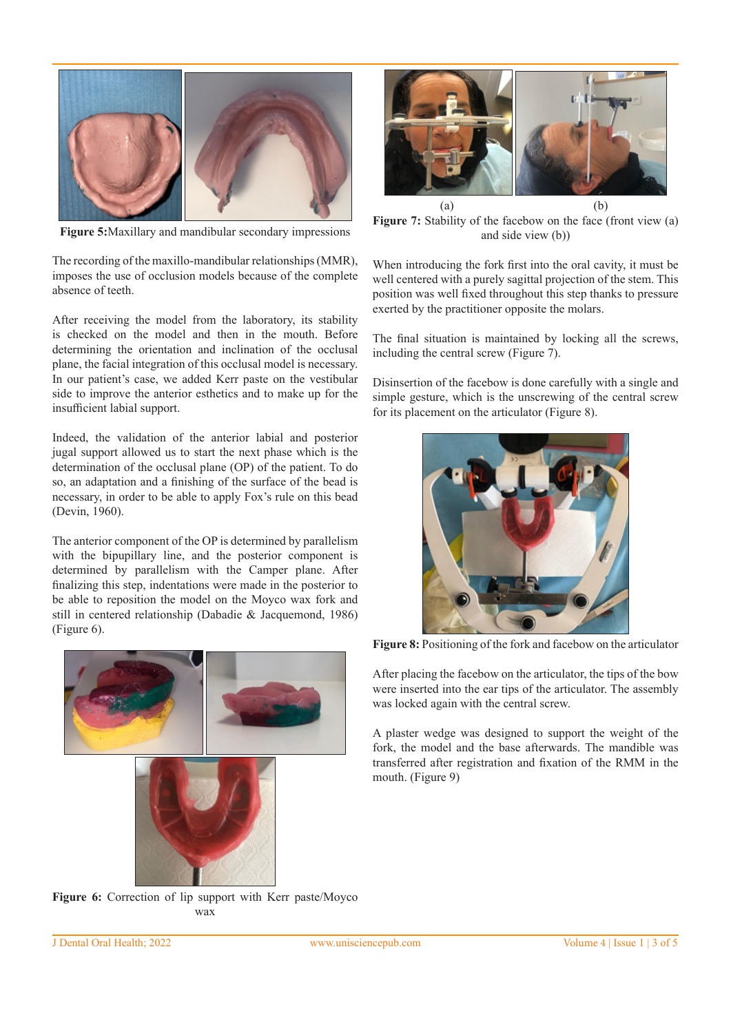Figure 5: Maxillary and mandibular secondary impressions

The recording of the maxillo-mandibular relationships (MMR), imposes the use of occlusion models because of the complete absence of teeth.

After receiving the model from the laboratory, its stability is checked on the model and then in the mouth. Before determining the orientation and inclination of the occlusal plane, the facial integration of this occlusal model is necessary. In our patient's case, we added Kerr paste on the vestibular side to improve the anterior esthetics and to make up for the insufficient labial support.

Indeed, the validation of the anterior labial and posterior jugal support allowed us to start the next phase which is the determination of the occlusal plane (OP) of the patient. To do so, an adaptation and a finishing of the surface of the bead is necessary, in order to be able to apply Fox's rule on this bead (Devin, 1960).

The anterior component of the OP is determined by parallelism with the bipupillary line, and the posterior component is determined by parallelism with the Camper plane. After finalizing this step, indentations were made in the posterior to be able to reposition the model on the Moyco wax fork and still in centered relationship (Dabadie & Jacquemond, 1986) (Figure 6).

**Figure 6:** Correction of lip support with Kerr paste/Moyco wax

(a) (b)

**Figure 7:** Stability of the facebow on the face (front view (a) and side view (b))

When introducing the fork first into the oral cavity, it must be well centered with a purely sagittal projection of the stem. This position was well fixed throughout this step thanks to pressure exerted by the practitioner opposite the molars.

The final situation is maintained by locking all the screws, including the central screw (Figure 7).

Disinsertion of the facebow is done carefully with a single and simple gesture, which is the unscrewing of the central screw for its placement on the articulator (Figure 8).

**Figure 8:** Positioning of the fork and facebow on the articulator

After placing the facebow on the articulator, the tips of the bow were inserted into the ear tips of the articulator. The assembly was locked again with the central screw.

A plaster wedge was designed to support the weight of the fork, the model and the base afterwards. The mandible was transferred after registration and fixation of the RMM in the mouth. (Figure 9)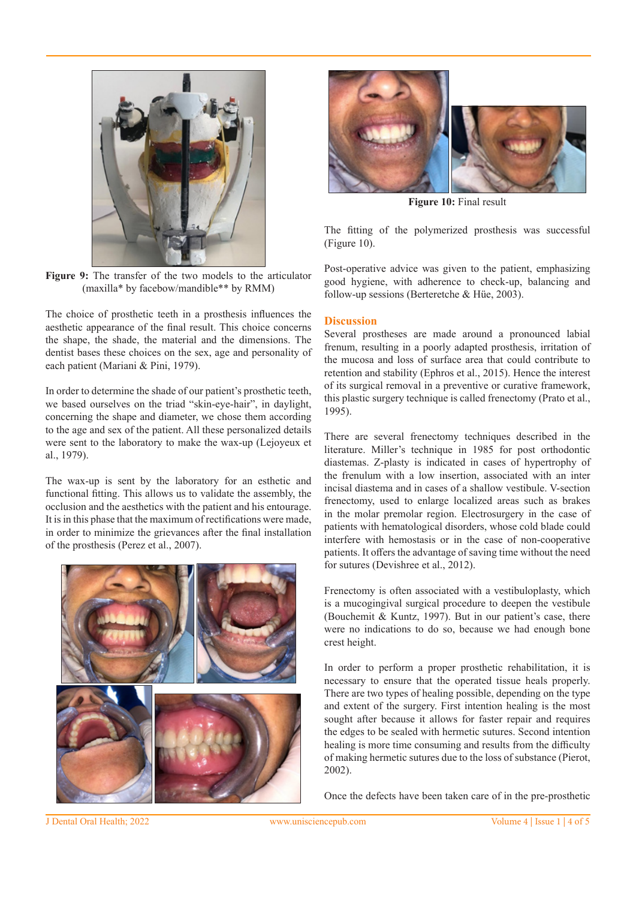Figure 9: The transfer of the two models to the articulator (maxilla* by facebow/mandible** by RMM)

The choice of prosthetic teeth in a prosthesis influences the aesthetic appearance of the final result. This choice concerns the shape, the shade, the material and the dimensions. The dentist bases these choices on the sex, age and personality of each patient (Mariani & Pini, 1979).

In order to determine the shade of our patient's prosthetic teeth, we based ourselves on the triad "skin-eye-hair", in daylight, concerning the shape and diameter, we chose them according to the age and sex of the patient. All these personalized details were sent to the laboratory to make the wax-up (Lejoyeux et al., 1979).

The wax-up is sent by the laboratory for an esthetic and functional fitting. This allows us to validate the assembly, the occlusion and the aesthetics with the patient and his entourage. It is in this phase that the maximum of rectifications were made, in order to minimize the grievances after the final installation of the prosthesis (Perez et al., 2007).

Figure 10: Final result

The fitting of the polymerized prosthesis was successful (Figure 10).

Post-operative advice was given to the patient, emphasizing good hygiene, with adherence to check-up, balancing and follow-up sessions (Berteretche & Hüe, 2003).

## Discussion

Several prostheses are made around a pronounced labial frenum, resulting in a poorly adapted prosthesis, irritation of the mucosa and loss of surface area that could contribute to retention and stability (Ephros et al., 2015). Hence the interest of its surgical removal in a preventive or curative framework, this plastic surgery technique is called frenectomy (Prato et al., 1995).

There are several frenectomy techniques described in the literature. Miller's technique in 1985 for post orthodontic diastemas. Z-plasty is indicated in cases of hypertrophy of the frenulum with a low insertion, associated with an inter incisal diastema and in cases of a shallow vestibule. V-section frenectomy, used to enlarge localized areas such as brakes in the molar premolar region. Electrosurgery in the case of patients with hematological disorders, whose cold blade could interfere with hemostasis or in the case of non-cooperative patients. It offers the advantage of saving time without the need for sutures (Devishree et al., 2012).

Frenectomy is often associated with a vestibuloplasty, which is a mucogingival surgical procedure to deepen the vestibule (Bouchemit & Kuntz, 1997). But in our patient's case, there were no indications to do so, because we had enough bone crest height.

In order to perform a proper prosthetic rehabilitation, it is necessary to ensure that the operated tissue heals properly. There are two types of healing possible, depending on the type and extent of the surgery. First intention healing is the most sought after because it allows for faster repair and requires the edges to be sealed with hermetic sutures. Second intention healing is more time consuming and results from the difficulty of making hermetic sutures due to the loss of substance (Pierot, 2002).

Once the defects have been taken care of in the pre-prosthetic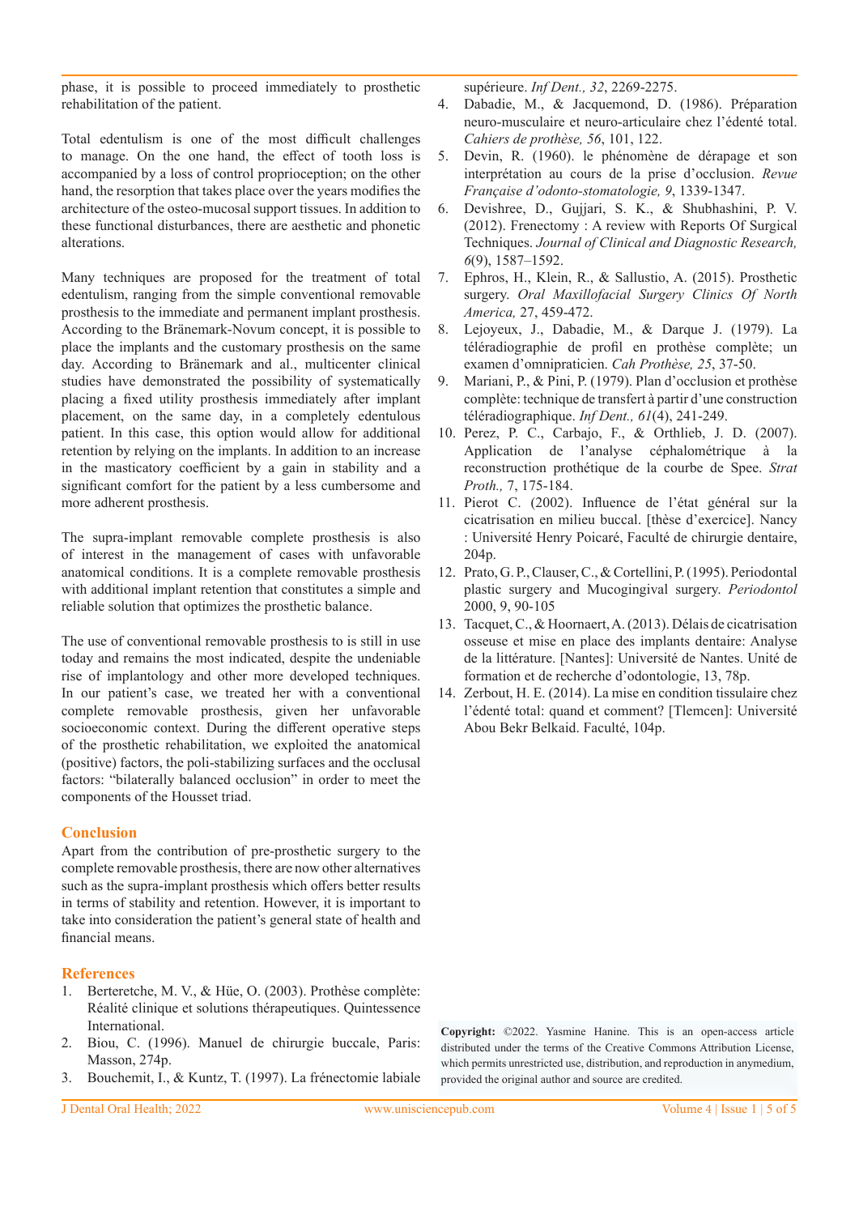phase, it is possible to proceed immediately to prosthetic rehabilitation of the patient.

Total edentulism is one of the most difficult challenges to manage. On the one hand, the effect of tooth loss is accompanied by a loss of control proprioception; on the other hand, the resorption that takes place over the years modifies the architecture of the osteo-mucosal support tissues. In addition to these functional disturbances, there are aesthetic and phonetic alterations.

Many techniques are proposed for the treatment of total edentulism, ranging from the simple conventional removable prosthesis to the immediate and permanent implant prosthesis. According to the Bränemark-Novum concept, it is possible to place the implants and the customary prosthesis on the same day. According to Bränemark and al., multicenter clinical studies have demonstrated the possibility of systematically placing a fixed utility prosthesis immediately after implant placement, on the same day, in a completely edentulous patient. In this case, this option would allow for additional retention by relying on the implants. In addition to an increase in the masticatory coefficient by a gain in stability and a significant comfort for the patient by a less cumbersome and more adherent prosthesis.

The supra-implant removable complete prosthesis is also of interest in the management of cases with unfavorable anatomical conditions. It is a complete removable prosthesis with additional implant retention that constitutes a simple and reliable solution that optimizes the prosthetic balance.

The use of conventional removable prosthesis to is still in use today and remains the most indicated, despite the undeniable rise of implantology and other more developed techniques. In our patient's case, we treated her with a conventional complete removable prosthesis, given her unfavorable socioeconomic context. During the different operative steps of the prosthetic rehabilitation, we exploited the anatomical (positive) factors, the poli-stabilizing surfaces and the occlusal factors: "bilaterally balanced occlusion" in order to meet the components of the Housset triad.

## Conclusion

Apart from the contribution of pre-prosthetic surgery to the complete removable prosthesis, there are now other alternatives such as the supra-implant prosthesis which offers better results in terms of stability and retention. However, it is important to take into consideration the patient's general state of health and financial means.

## References

1. Berteretche, M. V., & Hüe, O. (2003). Prothèse complète: Réalité clinique et solutions thérapeutiques. Quintessence International.
2. Biou, C. (1996). Manuel de chirurgie buccale, Paris: Masson, 274p.
3. Bouchemit, I., & Kuntz, T. (1997). La frénectomie labiale supérieure. *Inf Dent., 32*, 2269-2275.
4. Dabadie, M., & Jacquemond, D. (1986). Préparation neuro-musculaire et neuro-articulaire chez l'édenté total. *Cahiers de prothèse, 56*, 101, 122.
5. Devin, R. (1960). le phénomène de dérapage et son interprétation au cours de la prise d'occlusion. *Revue Française d'odonto-stomatologie, 9*, 1339-1347.
6. Devishree, D., Gujjari, S. K., & Shubhashini, P. V. (2012). Frenectomy : A review with Reports Of Surgical Techniques. *Journal of Clinical and Diagnostic Research, 6*(9), 1587–1592.
7. Ephros, H., Klein, R., & Sallustio, A. (2015). Prosthetic surgery. *Oral Maxillofacial Surgery Clinics Of North America,* 27, 459-472.
8. Lejoyeux, J., Dabadie, M., & Darque J. (1979). La téléradiographie de profil en prothèse complète; un examen d'omnipraticien. *Cah Prothèse, 25*, 37-50.
9. Mariani, P., & Pini, P. (1979). Plan d'occlusion et prothèse complète: technique de transfert à partir d'une construction téléradiographique. *Inf Dent., 61*(4), 241-249.
10. Perez, P. C., Carbajo, F., & Orthlieb, J. D. (2007). Application de l'analyse céphalométrique à la reconstruction prothétique de la courbe de Spee. *Strat Proth.,* 7, 175-184.
11. Pierot C. (2002). Influence de l'état général sur la cicatrisation en milieu buccal. [thèse d'exercice]. Nancy : Université Henry Poicaré, Faculté de chirurgie dentaire, 204p.
12. Prato, G. P., Clauser, C., & Cortellini, P. (1995). Periodontal plastic surgery and Mucogingival surgery. *Periodontol* 2000, 9, 90-105
13. Tacquet, C., & Hoornaert, A. (2013). Délais de cicatrisation osseuse et mise en place des implants dentaire: Analyse de la littérature. [Nantes]: Université de Nantes. Unité de formation et de recherche d'odontologie, 13, 78p.
14. Zerbout, H. E. (2014). La mise en condition tissulaire chez l'édenté total: quand et comment? [Tlemcen]: Université Abou Bekr Belkaid. Faculté, 104p.

**Copyright:** ©2022. Yasmine Hanine. This is an open-access article distributed under the terms of the Creative Commons Attribution License, which permits unrestricted use, distribution, and reproduction in anymedium, provided the original author and source are credited.